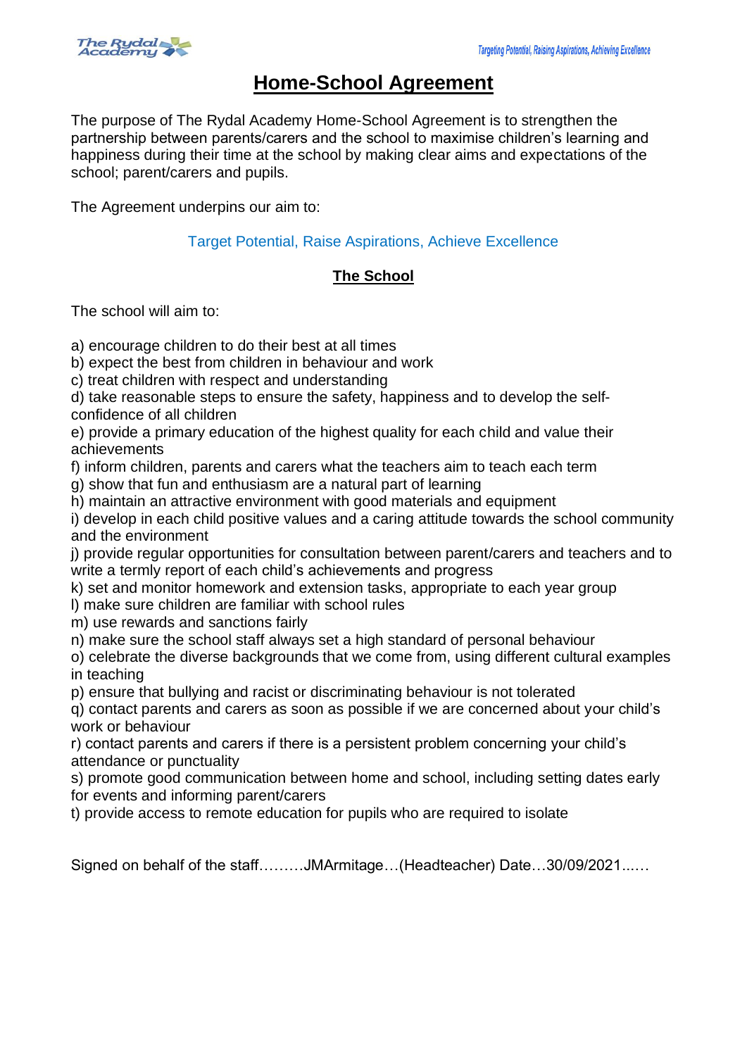# Home-School Agreement

The purpose of The Rydal Academy Home-School Agreement is to strengthen the partnership between parents/carers and the school to maximise children's learning and happiness during their time at the school by making clear aims and expectations of the school; parent/carers and pupils.

The Agreement underpins our aim to:

Target Potential, Raise Aspirations, Achieve Excellence

## The School

The school will aim to:

a) encourage children to do their best at all times
b) expect the best from children in behaviour and work
c) treat children with respect and understanding
d) take reasonable steps to ensure the safety, happiness and to develop the self-confidence of all children
e) provide a primary education of the highest quality for each child and value their achievements
f) inform children, parents and carers what the teachers aim to teach each term
g) show that fun and enthusiasm are a natural part of learning
h) maintain an attractive environment with good materials and equipment
i) develop in each child positive values and a caring attitude towards the school community and the environment
j) provide regular opportunities for consultation between parent/carers and teachers and to write a termly report of each child's achievements and progress
k) set and monitor homework and extension tasks, appropriate to each year group
l) make sure children are familiar with school rules
m) use rewards and sanctions fairly
n) make sure the school staff always set a high standard of personal behaviour
o) celebrate the diverse backgrounds that we come from, using different cultural examples in teaching
p) ensure that bullying and racist or discriminating behaviour is not tolerated
q) contact parents and carers as soon as possible if we are concerned about your child's work or behaviour
r) contact parents and carers if there is a persistent problem concerning your child's attendance or punctuality
s) promote good communication between home and school, including setting dates early for events and informing parent/carers
t) provide access to remote education for pupils who are required to isolate

Signed on behalf of the staff………JMArmitage…(Headteacher) Date…30/09/2021...….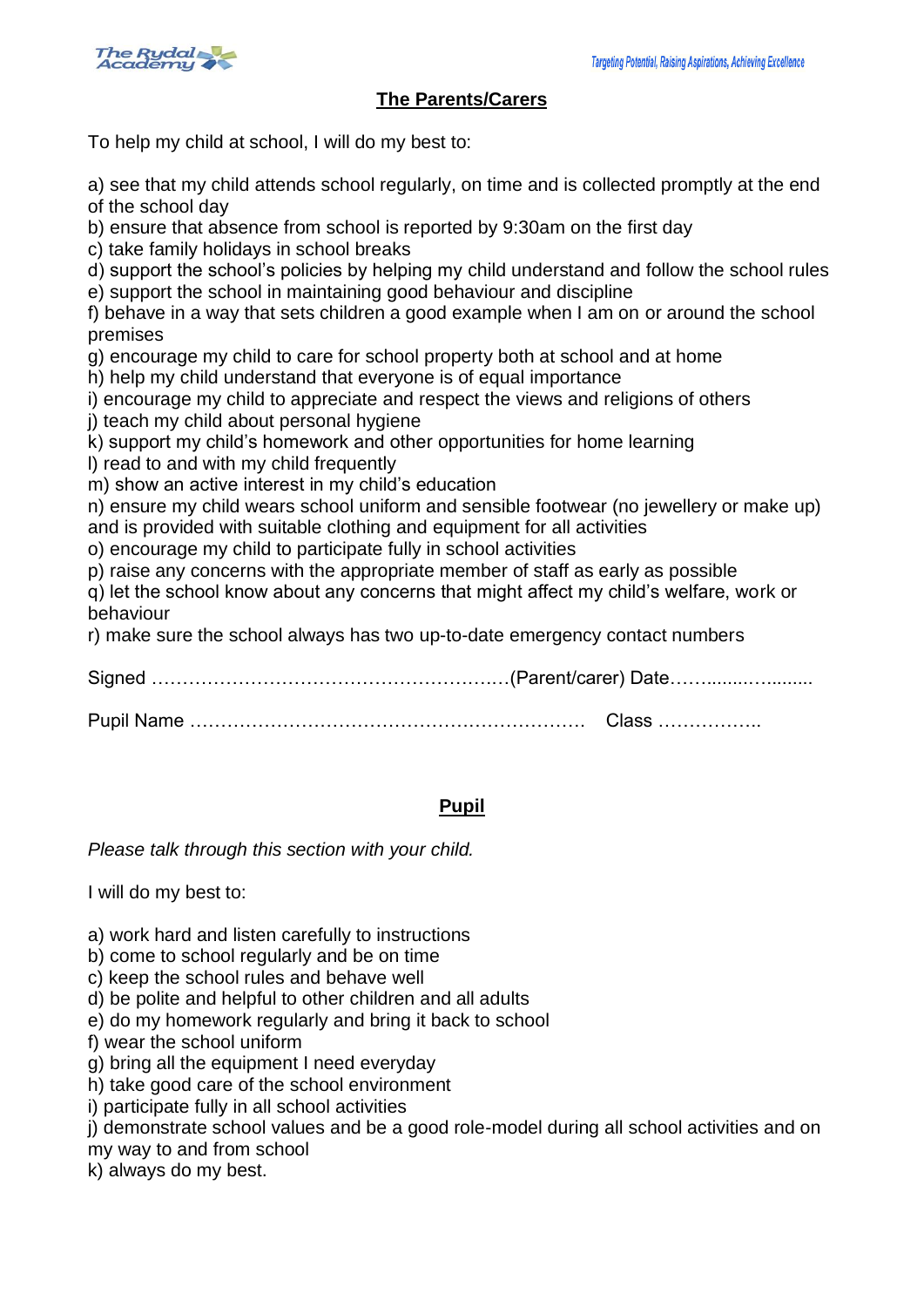## The Parents/Carers

To help my child at school, I will do my best to:

a) see that my child attends school regularly, on time and is collected promptly at the end of the school day
b) ensure that absence from school is reported by 9:30am on the first day
c) take family holidays in school breaks
d) support the school's policies by helping my child understand and follow the school rules
e) support the school in maintaining good behaviour and discipline
f) behave in a way that sets children a good example when I am on or around the school premises
g) encourage my child to care for school property both at school and at home
h) help my child understand that everyone is of equal importance
i) encourage my child to appreciate and respect the views and religions of others
j) teach my child about personal hygiene
k) support my child's homework and other opportunities for home learning
l) read to and with my child frequently
m) show an active interest in my child's education
n) ensure my child wears school uniform and sensible footwear (no jewellery or make up) and is provided with suitable clothing and equipment for all activities
o) encourage my child to participate fully in school activities
p) raise any concerns with the appropriate member of staff as early as possible
q) let the school know about any concerns that might affect my child's welfare, work or behaviour
r) make sure the school always has two up-to-date emergency contact numbers

Signed ………………………………………………….(Parent/carer) Date……........….........

Pupil Name ……………………………………………………… Class ……………..

## Pupil

*Please talk through this section with your child.*

I will do my best to:

a) work hard and listen carefully to instructions
b) come to school regularly and be on time
c) keep the school rules and behave well
d) be polite and helpful to other children and all adults
e) do my homework regularly and bring it back to school
f) wear the school uniform
g) bring all the equipment I need everyday
h) take good care of the school environment
i) participate fully in all school activities
j) demonstrate school values and be a good role-model during all school activities and on my way to and from school
k) always do my best.